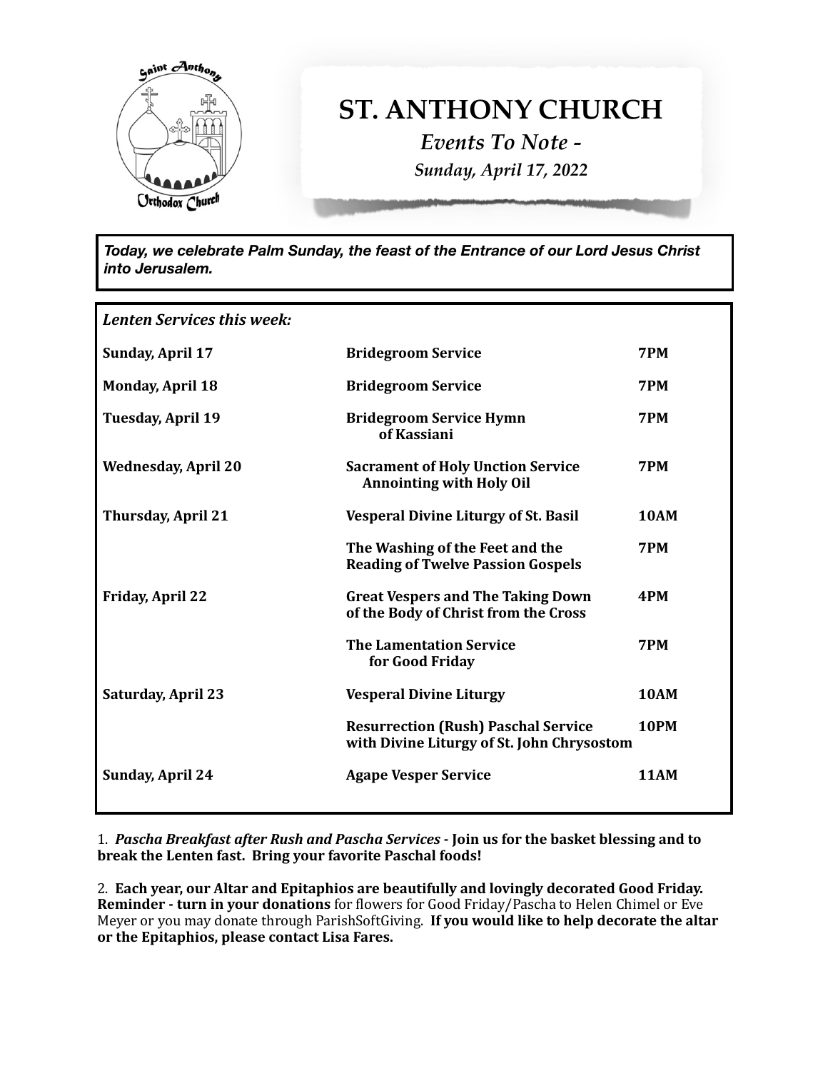# ST. ANTHONY CHURCH

*Events To Note -*

*Sunday, April 17, 2022*

***Today, we celebrate Palm Sunday, the feast of the Entrance of our Lord Jesus Christ into Jerusalem.***

***Lenten Services this week:***

| | | |
|---|---|---|
| **Sunday, April 17** | **Bridegroom Service** | **7PM** |
| **Monday, April 18** | **Bridegroom Service** | **7PM** |
| **Tuesday, April 19** | **Bridegroom Service Hymn of Kassiani** | **7PM** |
| **Wednesday, April 20** | **Sacrament of Holy Unction Service Annointing with Holy Oil** | **7PM** |
| **Thursday, April 21** | **Vesperal Divine Liturgy of St. Basil** | **10AM** |
| | **The Washing of the Feet and the Reading of Twelve Passion Gospels** | **7PM** |
| **Friday, April 22** | **Great Vespers and The Taking Down of the Body of Christ from the Cross** | **4PM** |
| | **The Lamentation Service for Good Friday** | **7PM** |
| **Saturday, April 23** | **Vesperal Divine Liturgy** | **10AM** |
| | **Resurrection (Rush) Paschal Service with Divine Liturgy of St. John Chrysostom** | **10PM** |
| **Sunday, April 24** | **Agape Vesper Service** | **11AM** |

1. ***Pascha Breakfast after Rush and Pascha Services* - Join us for the basket blessing and to break the Lenten fast. Bring your favorite Paschal foods!**

2. **Each year, our Altar and Epitaphios are beautifully and lovingly decorated Good Friday. Reminder - turn in your donations** for flowers for Good Friday/Pascha to Helen Chimel or Eve Meyer or you may donate through ParishSoftGiving. **If you would like to help decorate the altar or the Epitaphios, please contact Lisa Fares.**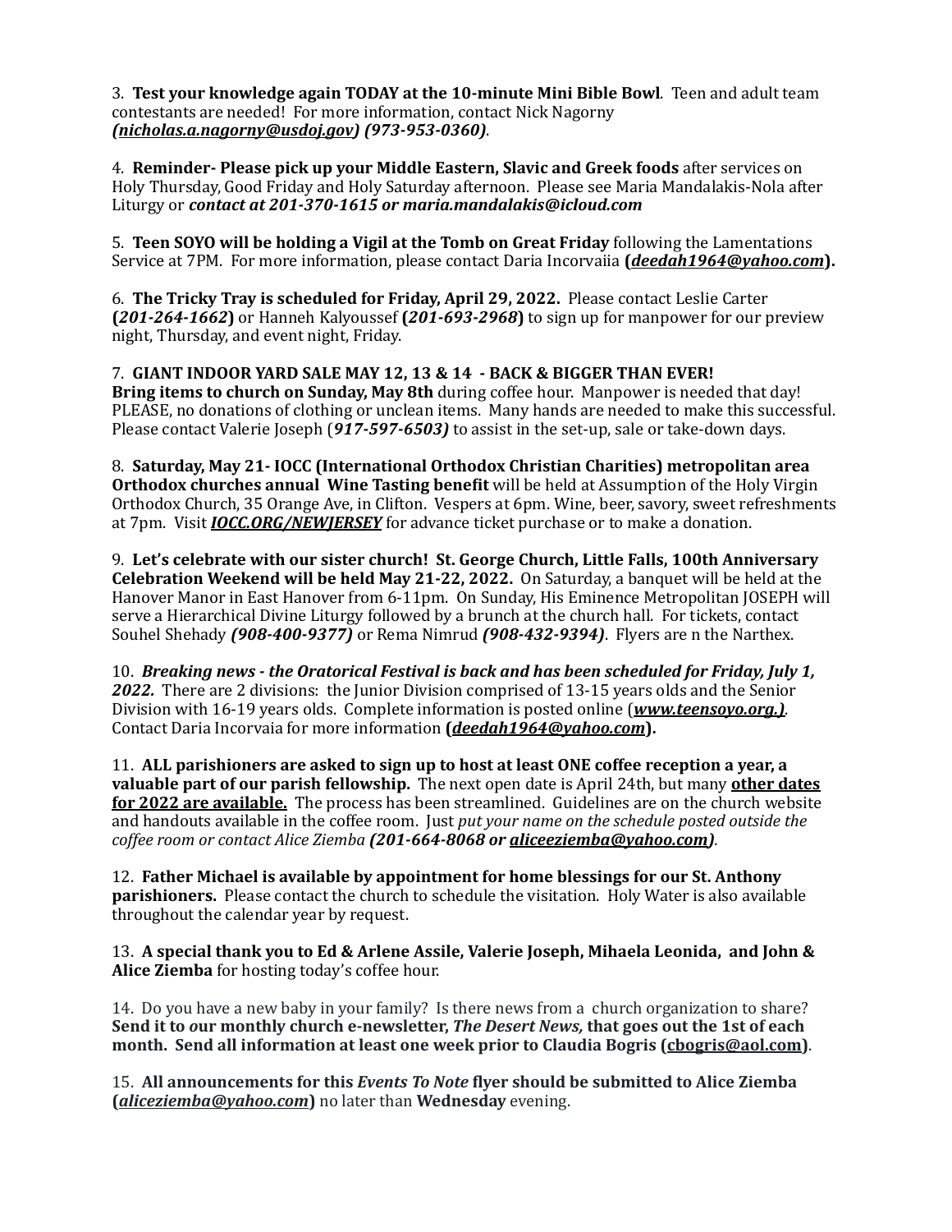3. **Test your knowledge again TODAY at the 10-minute Mini Bible Bowl**. Teen and adult team contestants are needed! For more information, contact Nick Nagorny ***(nicholas.a.nagorny@usdoj.gov) (973-953-0360)***.

4. **Reminder- Please pick up your Middle Eastern, Slavic and Greek foods** after services on Holy Thursday, Good Friday and Holy Saturday afternoon. Please see Maria Mandalakis-Nola after Liturgy or ***contact at 201-370-1615 or maria.mandalakis@icloud.com***

5. **Teen SOYO will be holding a Vigil at the Tomb on Great Friday** following the Lamentations Service at 7PM. For more information, please contact Daria Incorvaiia **(*deedah1964@yahoo.com*).**

6. **The Tricky Tray is scheduled for Friday, April 29, 2022.** Please contact Leslie Carter **(*201-264-1662*)** or Hanneh Kalyoussef **(*201-693-2968*)** to sign up for manpower for our preview night, Thursday, and event night, Friday.

7. **GIANT INDOOR YARD SALE MAY 12, 13 & 14 - BACK & BIGGER THAN EVER!**
**Bring items to church on Sunday, May 8th** during coffee hour. Manpower is needed that day! PLEASE, no donations of clothing or unclean items. Many hands are needed to make this successful. Please contact Valerie Joseph (***917-597-6503)*** to assist in the set-up, sale or take-down days.

8. **Saturday, May 21- IOCC (International Orthodox Christian Charities) metropolitan area Orthodox churches annual Wine Tasting benefit** will be held at Assumption of the Holy Virgin Orthodox Church, 35 Orange Ave, in Clifton. Vespers at 6pm. Wine, beer, savory, sweet refreshments at 7pm. Visit ***IOCC.ORG/NEWJERSEY*** for advance ticket purchase or to make a donation.

9. **Let's celebrate with our sister church! St. George Church, Little Falls, 100th Anniversary Celebration Weekend will be held May 21-22, 2022.** On Saturday, a banquet will be held at the Hanover Manor in East Hanover from 6-11pm. On Sunday, His Eminence Metropolitan JOSEPH will serve a Hierarchical Divine Liturgy followed by a brunch at the church hall. For tickets, contact Souhel Shehady ***(908-400-9377)*** or Rema Nimrud ***(908-432-9394)***. Flyers are n the Narthex.

10. ***Breaking news - the Oratorical Festival is back and has been scheduled for Friday, July 1, 2022.*** There are 2 divisions: the Junior Division comprised of 13-15 years olds and the Senior Division with 16-19 years olds. Complete information is posted online (***www.teensoyo.org.)***. Contact Daria Incorvaia for more information **(*deedah1964@yahoo.com*).**

11. **ALL parishioners are asked to sign up to host at least ONE coffee reception a year, a valuable part of our parish fellowship.** The next open date is April 24th, but many **other dates for 2022 are available.** The process has been streamlined. Guidelines are on the church website and handouts available in the coffee room. Just *put your name on the schedule posted outside the coffee room or contact Alice Ziemba* ***(201-664-8068 or aliceeziemba@yahoo.com)***.

12. **Father Michael is available by appointment for home blessings for our St. Anthony parishioners.** Please contact the church to schedule the visitation. Holy Water is also available throughout the calendar year by request.

13. **A special thank you to Ed & Arlene Assile, Valerie Joseph, Mihaela Leonida, and John & Alice Ziemba** for hosting today's coffee hour.

14. Do you have a new baby in your family? Is there news from a church organization to share? **Send it to our monthly church e-newsletter, *The Desert News,* that goes out the 1st of each month. Send all information at least one week prior to Claudia Bogris (cbogris@aol.com)**.

15. **All announcements for this *Events To Note* flyer should be submitted to Alice Ziemba (*aliceziemba@yahoo.com*)** no later than **Wednesday** evening.